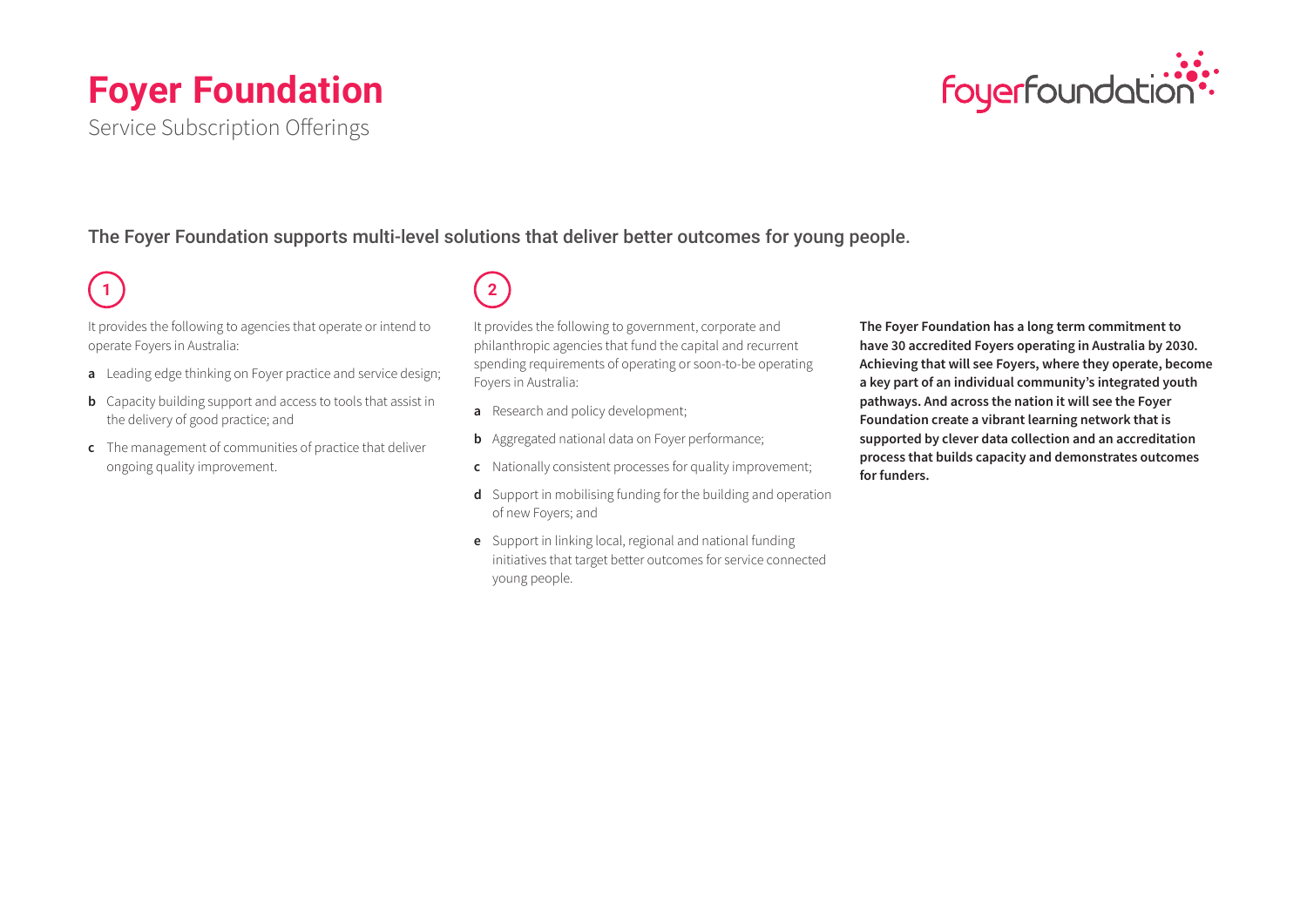# Foyer Foundation

Service Subscription Offerings

## The Foyer Foundation supports multi-level solutions that deliver better outcomes for young people.

### 1

It provides the following to agencies that operate or intend to operate Foyers in Australia:

- **a** Leading edge thinking on Foyer practice and service design;
- **b** Capacity building support and access to tools that assist in the delivery of good practice; and
- **c** The management of communities of practice that deliver ongoing quality improvement.

### 2

It provides the following to government, corporate and philanthropic agencies that fund the capital and recurrent spending requirements of operating or soon-to-be operating Foyers in Australia:

- **a** Research and policy development;
- **b** Aggregated national data on Foyer performance;
- **c** Nationally consistent processes for quality improvement;
- **d** Support in mobilising funding for the building and operation of new Foyers; and
- **e** Support in linking local, regional and national funding initiatives that target better outcomes for service connected young people.

**The Foyer Foundation has a long term commitment to have 30 accredited Foyers operating in Australia by 2030. Achieving that will see Foyers, where they operate, become a key part of an individual community's integrated youth pathways. And across the nation it will see the Foyer Foundation create a vibrant learning network that is supported by clever data collection and an accreditation process that builds capacity and demonstrates outcomes for funders.**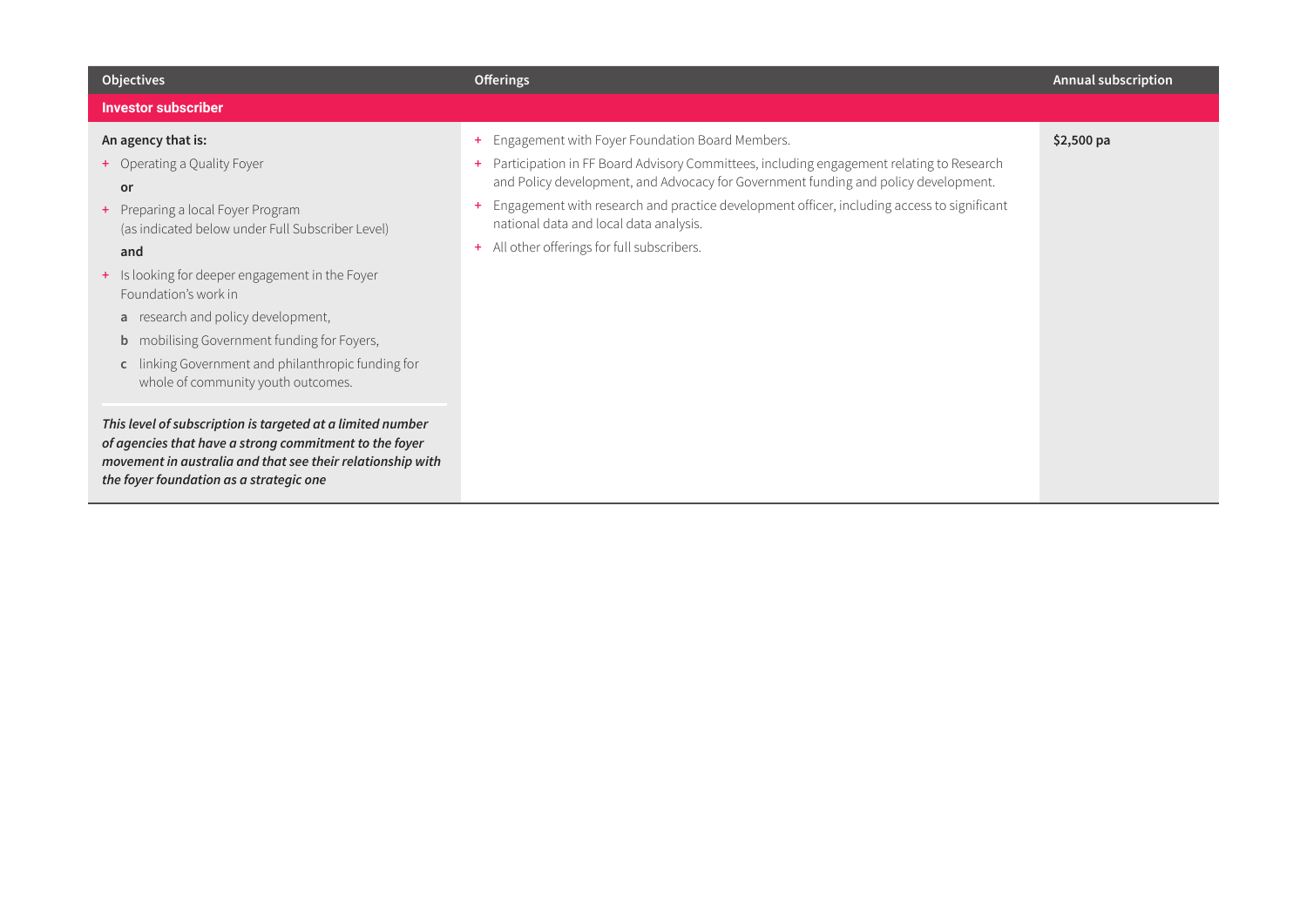| Objectives | Offerings | Annual subscription |
|---|---|---|
| **Investor subscriber** | | |
| **An agency that is:**<br>+ Operating a Quality Foyer<br>**or**<br>+ Preparing a local Foyer Program (as indicated below under Full Subscriber Level)<br>**and**<br>+ Is looking for deeper engagement in the Foyer Foundation's work in<br>**a** research and policy development,<br>**b** mobilising Government funding for Foyers,<br>**c** linking Government and philanthropic funding for whole of community youth outcomes.<br><br>***This level of subscription is targeted at a limited number of agencies that have a strong commitment to the foyer movement in australia and that see their relationship with the foyer foundation as a strategic one*** | + Engagement with Foyer Foundation Board Members.<br>+ Participation in FF Board Advisory Committees, including engagement relating to Research and Policy development, and Advocacy for Government funding and policy development.<br>+ Engagement with research and practice development officer, including access to significant national data and local data analysis.<br>+ All other offerings for full subscribers. | **$2,500 pa** |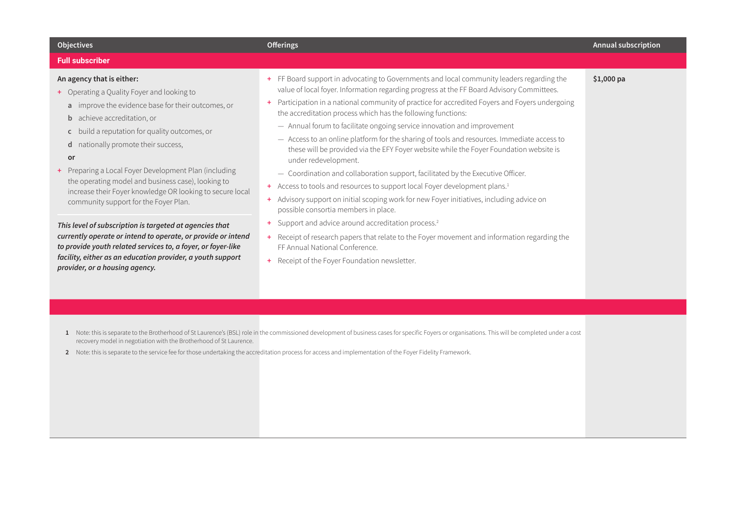| Objectives | Offerings | Annual subscription |
|---|---|---|
| **Full subscriber** | | |
| **An agency that is either:**<br>+ Operating a Quality Foyer and looking to<br>a improve the evidence base for their outcomes, or<br>b achieve accreditation, or<br>c build a reputation for quality outcomes, or<br>d nationally promote their success,<br>**or**<br>+ Preparing a Local Foyer Development Plan (including the operating model and business case), looking to increase their Foyer knowledge OR looking to secure local community support for the Foyer Plan.<br><br>***This level of subscription is targeted at agencies that currently operate or intend to operate, or provide or intend to provide youth related services to, a foyer, or foyer-like facility, either as an education provider, a youth support provider, or a housing agency.*** | + FF Board support in advocating to Governments and local community leaders regarding the value of local foyer. Information regarding progress at the FF Board Advisory Committees.<br>+ Participation in a national community of practice for accredited Foyers and Foyers undergoing the accreditation process which has the following functions:<br>— Annual forum to facilitate ongoing service innovation and improvement<br>— Access to an online platform for the sharing of tools and resources. Immediate access to these will be provided via the EFY Foyer website while the Foyer Foundation website is under redevelopment.<br>— Coordination and collaboration support, facilitated by the Executive Officer.<br>+ Access to tools and resources to support local Foyer development plans.[1]<br>+ Advisory support on initial scoping work for new Foyer initiatives, including advice on possible consortia members in place.<br>+ Support and advice around accreditation process.[2]<br>+ Receipt of research papers that relate to the Foyer movement and information regarding the FF Annual National Conference.<br>+ Receipt of the Foyer Foundation newsletter. | **$1,000 pa** |

1 Note: this is separate to the Brotherhood of St Laurence's (BSL) role in the commissioned development of business cases for specific Foyers or organisations. This will be completed under a cost recovery model in negotiation with the Brotherhood of St Laurence.

2 Note: this is separate to the service fee for those undertaking the accreditation process for access and implementation of the Foyer Fidelity Framework.